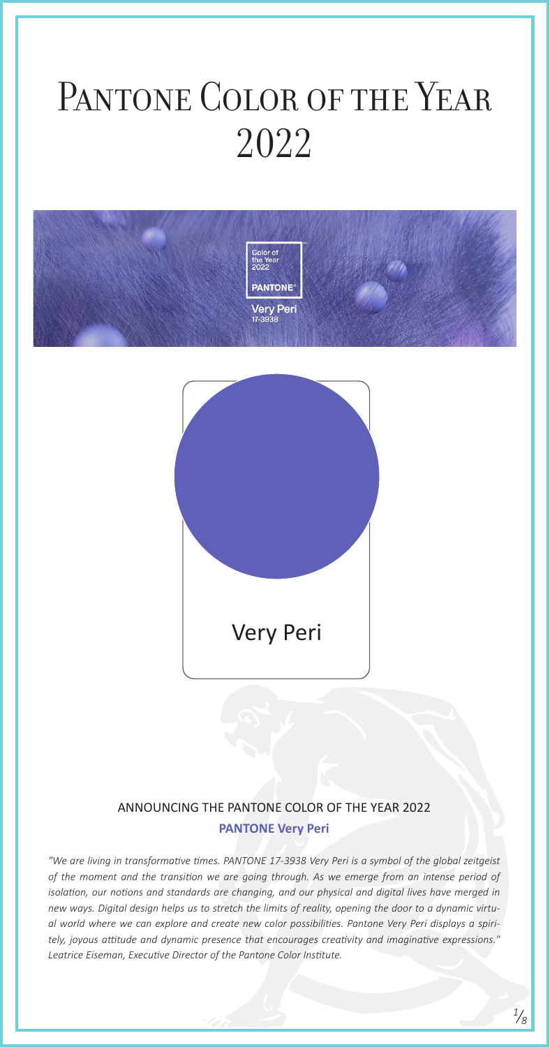# Pantone Color of the Year 2022

Very Peri

## ANNOUNCING THE PANTONE COLOR OF THE YEAR 2022

**PANTONE Very Peri**

*"We are living in transformative times. PANTONE 17-3938 Very Peri is a symbol of the global zeitgeist of the moment and the transition we are going through. As we emerge from an intense period of isolation, our notions and standards are changing, and our physical and digital lives have merged in new ways. Digital design helps us to stretch the limits of reality, opening the door to a dynamic virtual world where we can explore and create new color possibilities. Pantone Very Peri displays a spiritely, joyous attitude and dynamic presence that encourages creativity and imaginative expressions." Leatrice Eiseman, Executive Director of the Pantone Color Institute.*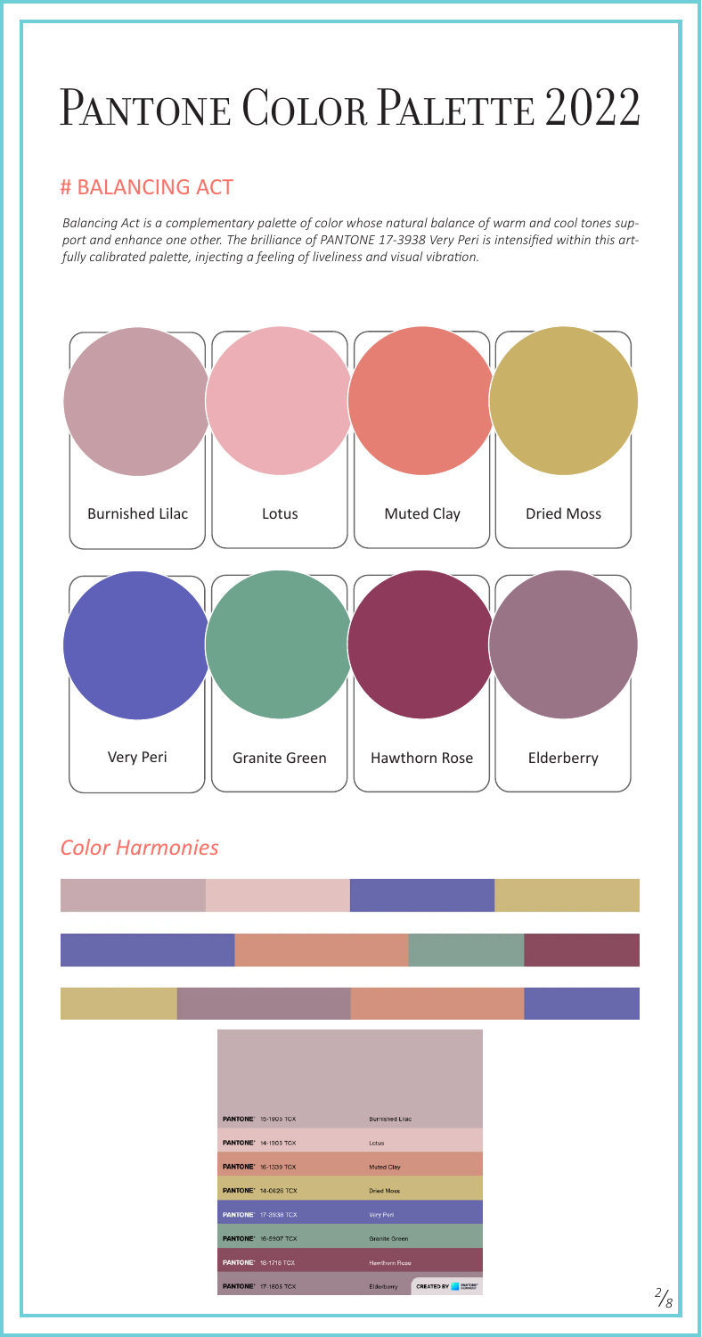# Pantone Color Palette 2022

## # BALANCING ACT

*Balancing Act is a complementary palette of color whose natural balance of warm and cool tones support and enhance one other. The brilliance of PANTONE 17-3938 Very Peri is intensified within this artfully calibrated palette, injecting a feeling of liveliness and visual vibration.*

Burnished Lilac

Lotus

Muted Clay

Dried Moss

Very Peri

Granite Green

Hawthorn Rose

Elderberry

## *Color Harmonies*

| | |
|---|---|
| PANTONE® 15-1905 TCX | Burnished Lilac |
| PANTONE® 14-1905 TCX | Lotus |
| PANTONE® 16-1330 TCX | Muted Clay |
| PANTONE® 14-0626 TCX | Dried Moss |
| PANTONE® 17-3938 TCX | Very Peri |
| PANTONE® 16-5907 TCX | Granite Green |
| PANTONE® 18-1718 TCX | Hawthorn Rose |
| PANTONE® 17-1605 TCX | Elderberry |

CREATED BY PANTONE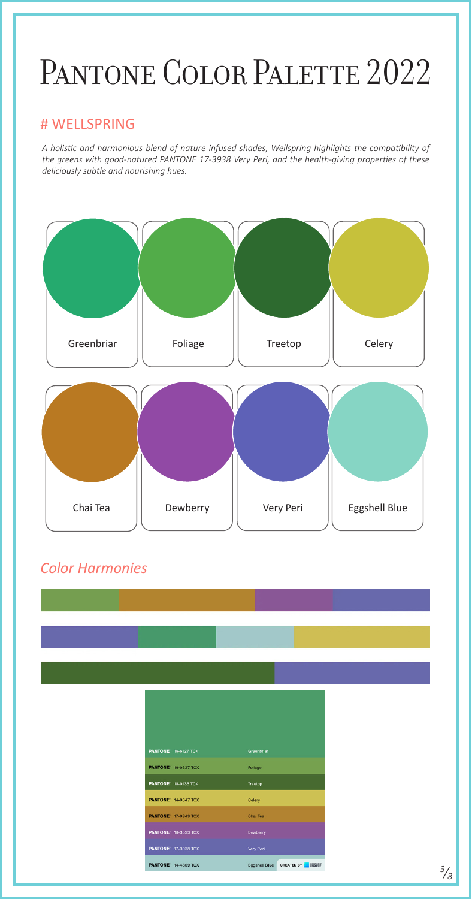# Pantone Color Palette 2022

## # WELLSPRING

*A holistic and harmonious blend of nature infused shades, Wellspring highlights the compatibility of the greens with good-natured PANTONE 17-3938 Very Peri, and the health-giving properties of these deliciously subtle and nourishing hues.*

Greenbriar

Foliage

Treetop

Celery

Chai Tea

Dewberry

Very Peri

Eggshell Blue

## *Color Harmonies*

| | |
|---|---|
| PANTONE® 16-6127 TCX | Greenbriar |
| PANTONE® 16-0237 TCX | Foliage |
| PANTONE® 18-0135 TCX | Treetop |
| PANTONE® 14-0647 TCX | Celery |
| PANTONE® 17-0949 TCX | Chai Tea |
| PANTONE® 18-3533 TCX | Dewberry |
| PANTONE® 17-3938 TCX | Very Peri |
| PANTONE® 14-4809 TCX | Eggshell Blue |

CREATED BY PANTONE CONNECT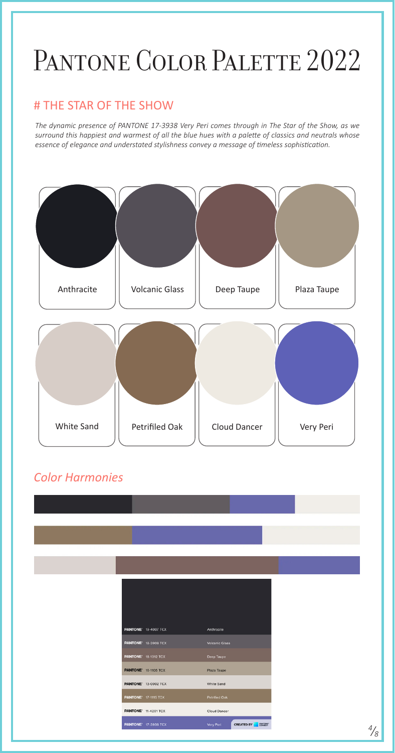# Pantone Color Palette 2022

## # THE STAR OF THE SHOW

*The dynamic presence of PANTONE 17-3938 Very Peri comes through in The Star of the Show, as we surround this happiest and warmest of all the blue hues with a palette of classics and neutrals whose essence of elegance and understated stylishness convey a message of timeless sophistication.*

Anthracite | Volcanic Glass | Deep Taupe | Plaza Taupe

White Sand | Petrified Oak | Cloud Dancer | Very Peri

## *Color Harmonies*

| | |
|---|---|
| PANTONE® 19-4007 TCX | Anthracite |
| PANTONE® 18-3908 TCX | Volcanic Glass |
| PANTONE® 18-1312 TCX | Deep Taupe |
| PANTONE® 16-1105 TCX | Plaza Taupe |
| PANTONE® 13-0002 TCX | White Sand |
| PANTONE® 17-1115 TCX | Petrified Oak |
| PANTONE® 11-4201 TCX | Cloud Dancer |
| PANTONE® 17-3938 TCX | Very Peri |

CREATED BY PANTONE CONNECT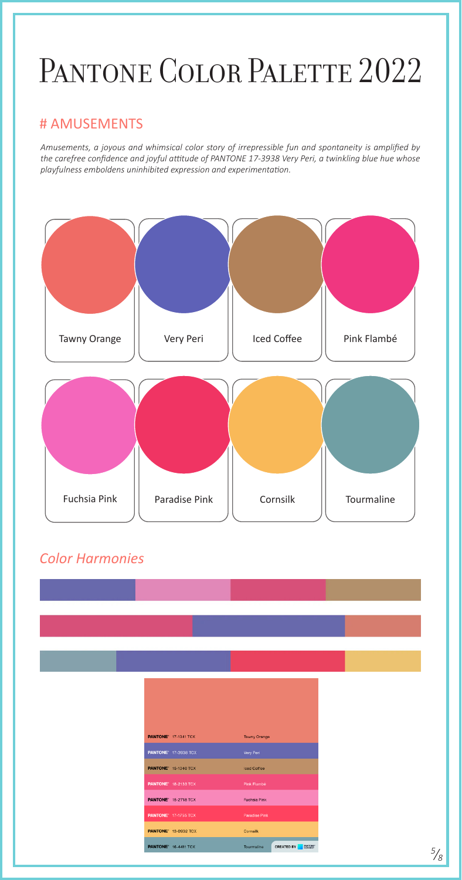# Pantone Color Palette 2022

## # AMUSEMENTS

*Amusements, a joyous and whimsical color story of irrepressible fun and spontaneity is amplified by the carefree confidence and joyful attitude of PANTONE 17-3938 Very Peri, a twinkling blue hue whose playfulness emboldens uninhibited expression and experimentation.*

Tawny Orange

Very Peri

Iced Coffee

Pink Flambé

Fuchsia Pink

Paradise Pink

Cornsilk

Tourmaline

## *Color Harmonies*

| | |
|---|---|
| PANTONE® 17-1341 TCX | Tawny Orange |
| PANTONE® 17-3938 TCX | Very Peri |
| PANTONE® 15-1040 TCX | Iced Coffee |
| PANTONE® 18-2133 TCX | Pink Flambé |
| PANTONE® 15-2718 TCX | Fuchsia Pink |
| PANTONE® 17-1755 TCX | Paradise Pink |
| PANTONE® 13-0932 TCX | Cornsilk |
| PANTONE® 16-4411 TCX | Tourmaline |

CREATED BY PANTONE CONNECT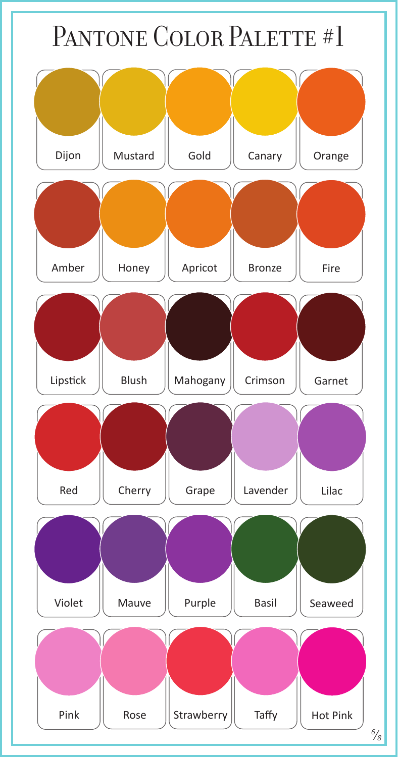# Pantone Color Palette #1

| | | | | |
|---|---|---|---|---|
| Dijon | Mustard | Gold | Canary | Orange |
| Amber | Honey | Apricot | Bronze | Fire |
| Lipstick | Blush | Mahogany | Crimson | Garnet |
| Red | Cherry | Grape | Lavender | Lilac |
| Violet | Mauve | Purple | Basil | Seaweed |
| Pink | Rose | Strawberry | Taffy | Hot Pink |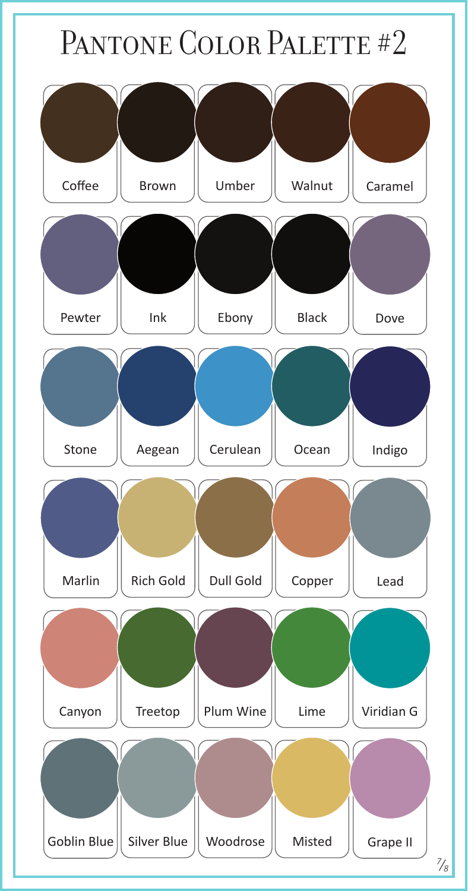# Pantone Color Palette #2

| | | | | |
|---|---|---|---|---|
| Coffee | Brown | Umber | Walnut | Caramel |
| Pewter | Ink | Ebony | Black | Dove |
| Stone | Aegean | Cerulean | Ocean | Indigo |
| Marlin | Rich Gold | Dull Gold | Copper | Lead |
| Canyon | Treetop | Plum Wine | Lime | Viridian G |
| Goblin Blue | Silver Blue | Woodrose | Misted | Grape II |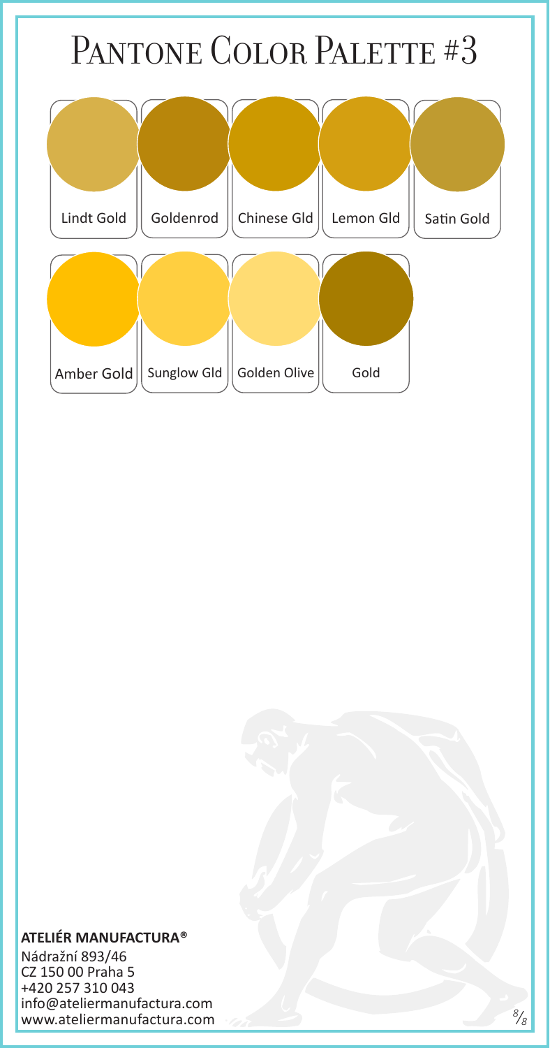# Pantone Color Palette #3

Lindt Gold

Goldenrod

Chinese Gld

Lemon Gld

Satin Gold

Amber Gold

Sunglow Gld

Golden Olive

Gold

**ATELIÉR MANUFACTURA®**
Nádražní 893/46
CZ 150 00 Praha 5
+420 257 310 043
info@ateliermanufactura.com
www.ateliermanufactura.com